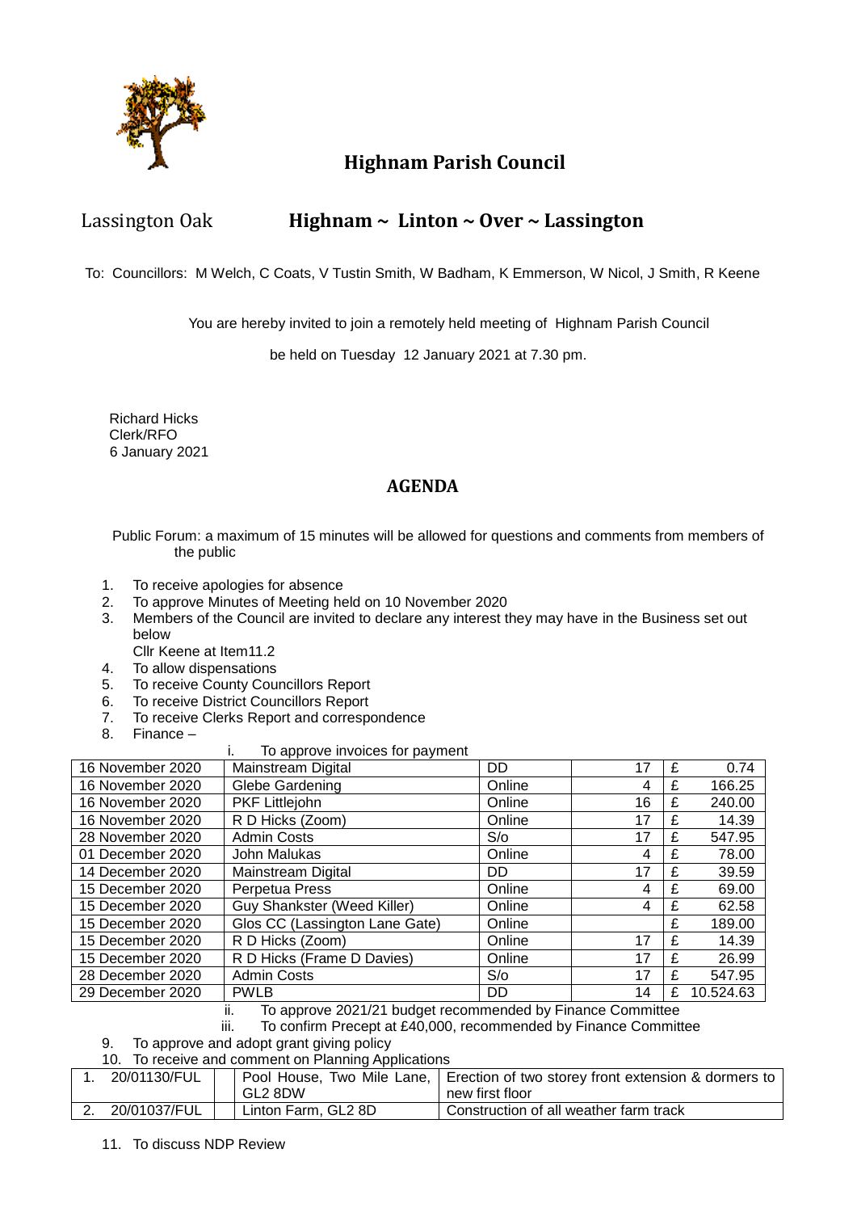# Highnam Parish Council

Lassington Oak

## Highnam ~ Linton ~ Over ~ Lassington

To: Councillors: M Welch, C Coats, V Tustin Smith, W Badham, K Emmerson, W Nicol, J Smith, R Keene

You are hereby invited to join a remotely held meeting of Highnam Parish Council

be held on Tuesday 12 January 2021 at 7.30 pm.

Richard Hicks
Clerk/RFO
6 January 2021

## AGENDA

Public Forum: a maximum of 15 minutes will be allowed for questions and comments from members of the public

1. To receive apologies for absence
2. To approve Minutes of Meeting held on 10 November 2020
3. Members of the Council are invited to declare any interest they may have in the Business set out below
   Cllr Keene at Item11.2
4. To allow dispensations
5. To receive County Councillors Report
6. To receive District Councillors Report
7. To receive Clerks Report and correspondence
8. Finance –
   i. To approve invoices for payment

| | | | | | |
|---|---|---|---|---|---|
| 16 November 2020 | Mainstream Digital | DD | 17 | £ | 0.74 |
| 16 November 2020 | Glebe Gardening | Online | 4 | £ | 166.25 |
| 16 November 2020 | PKF Littlejohn | Online | 16 | £ | 240.00 |
| 16 November 2020 | R D Hicks (Zoom) | Online | 17 | £ | 14.39 |
| 28 November 2020 | Admin Costs | S/o | 17 | £ | 547.95 |
| 01 December 2020 | John Malukas | Online | 4 | £ | 78.00 |
| 14 December 2020 | Mainstream Digital | DD | 17 | £ | 39.59 |
| 15 December 2020 | Perpetua Press | Online | 4 | £ | 69.00 |
| 15 December 2020 | Guy Shankster (Weed Killer) | Online | 4 | £ | 62.58 |
| 15 December 2020 | Glos CC (Lassington Lane Gate) | Online | | £ | 189.00 |
| 15 December 2020 | R D Hicks (Zoom) | Online | 17 | £ | 14.39 |
| 15 December 2020 | R D Hicks (Frame D Davies) | Online | 17 | £ | 26.99 |
| 28 December 2020 | Admin Costs | S/o | 17 | £ | 547.95 |
| 29 December 2020 | PWLB | DD | 14 | £ | 10.524.63 |

   ii. To approve 2021/21 budget recommended by Finance Committee
   iii. To confirm Precept at £40,000, recommended by Finance Committee

9. To approve and adopt grant giving policy
10. To receive and comment on Planning Applications

| | | | |
|---|---|---|---|
| 1. | 20/01130/FUL | Pool House, Two Mile Lane, GL2 8DW | Erection of two storey front extension & dormers to new first floor |
| 2. | 20/01037/FUL | Linton Farm, GL2 8D | Construction of all weather farm track |

11. To discuss NDP Review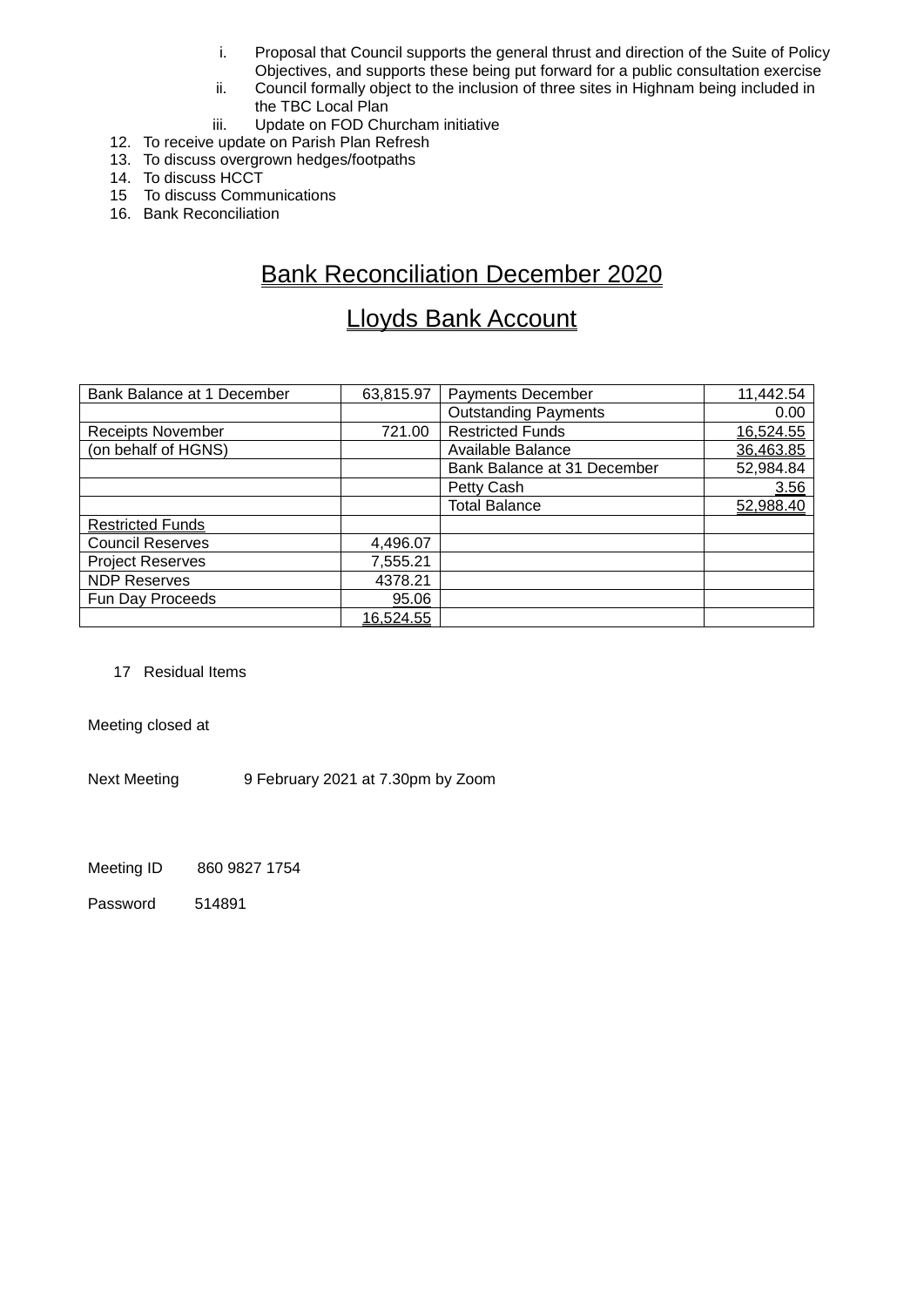i. Proposal that Council supports the general thrust and direction of the Suite of Policy Objectives, and supports these being put forward for a public consultation exercise
   ii. Council formally object to the inclusion of three sites in Highnam being included in the TBC Local Plan
   iii. Update on FOD Churcham initiative

12. To receive update on Parish Plan Refresh
13. To discuss overgrown hedges/footpaths
14. To discuss HCCT
15. To discuss Communications
16. Bank Reconciliation

## Bank Reconciliation December 2020

## Lloyds Bank Account

| | | | |
|---|---|---|---|
| Bank Balance at 1 December | 63,815.97 | Payments December | 11,442.54 |
| | | Outstanding Payments | 0.00 |
| Receipts November | 721.00 | Restricted Funds | 16,524.55 |
| (on behalf of HGNS) | | Available Balance | 36,463.85 |
| | | Bank Balance at 31 December | 52,984.84 |
| | | Petty Cash | 3.56 |
| | | Total Balance | 52,988.40 |
| Restricted Funds | | | |
| Council Reserves | 4,496.07 | | |
| Project Reserves | 7,555.21 | | |
| NDP Reserves | 4378.21 | | |
| Fun Day Proceeds | 95.06 | | |
| | 16,524.55 | | |

17 Residual Items

Meeting closed at

Next Meeting 9 February 2021 at 7.30pm by Zoom

Meeting ID 860 9827 1754

Password 514891